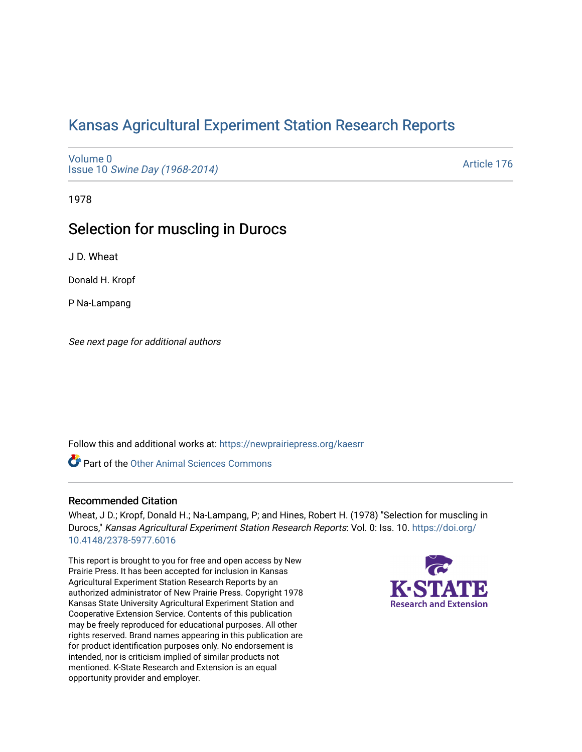# Kansas Agricultural Experiment Station Research Reports

Volume 0
Issue 10 *Swine Day (1968-2014)*

Article 176

1978

## Selection for muscling in Durocs

J D. Wheat

Donald H. Kropf

P Na-Lampang

*See next page for additional authors*

Follow this and additional works at: https://newprairiepress.org/kaesrr

Part of the Other Animal Sciences Commons

### Recommended Citation

Wheat, J D.; Kropf, Donald H.; Na-Lampang, P; and Hines, Robert H. (1978) "Selection for muscling in Durocs," *Kansas Agricultural Experiment Station Research Reports*: Vol. 0: Iss. 10. https://doi.org/10.4148/2378-5977.6016

This report is brought to you for free and open access by New Prairie Press. It has been accepted for inclusion in Kansas Agricultural Experiment Station Research Reports by an authorized administrator of New Prairie Press. Copyright 1978 Kansas State University Agricultural Experiment Station and Cooperative Extension Service. Contents of this publication may be freely reproduced for educational purposes. All other rights reserved. Brand names appearing in this publication are for product identification purposes only. No endorsement is intended, nor is criticism implied of similar products not mentioned. K-State Research and Extension is an equal opportunity provider and employer.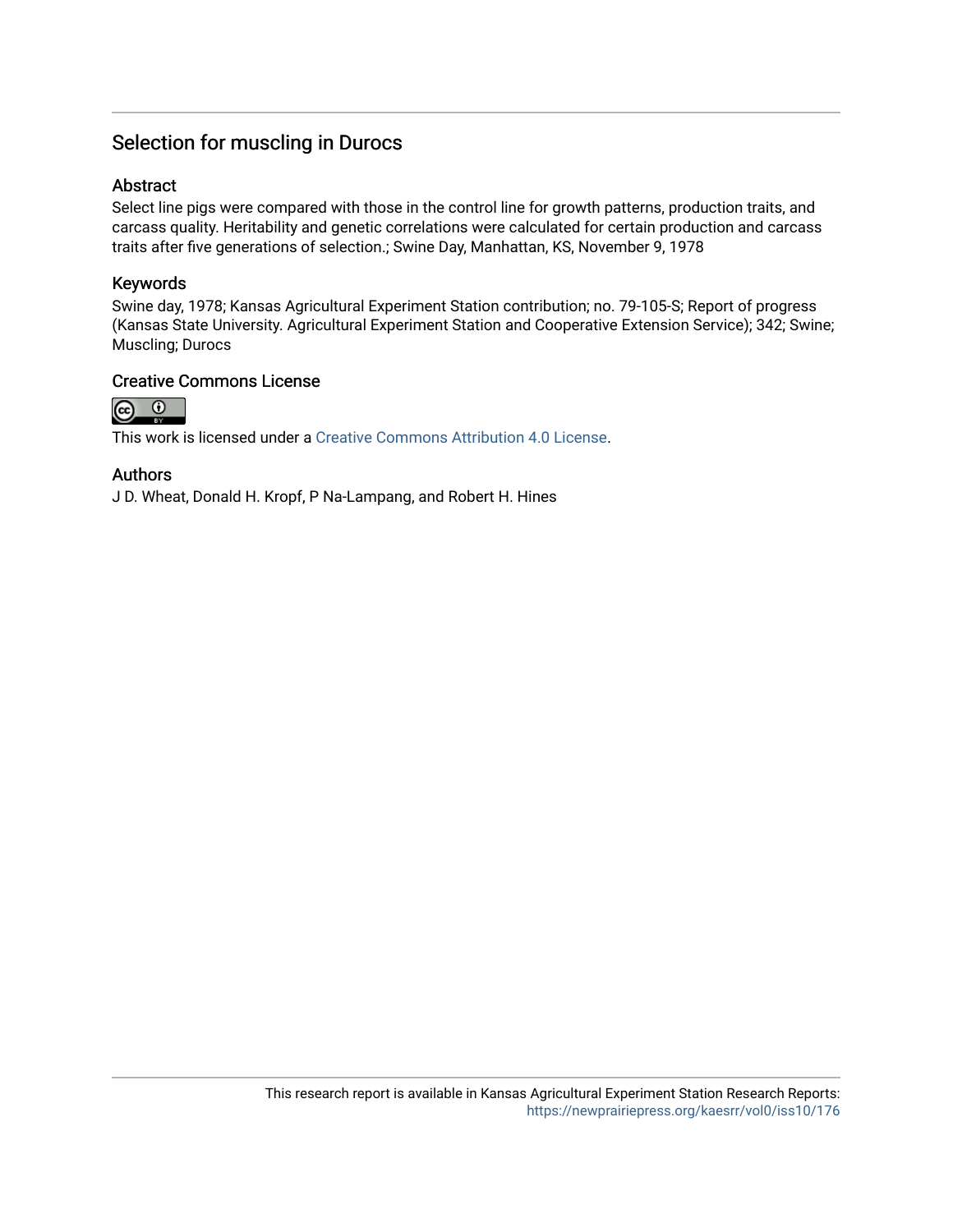## Selection for muscling in Durocs

### Abstract

Select line pigs were compared with those in the control line for growth patterns, production traits, and carcass quality. Heritability and genetic correlations were calculated for certain production and carcass traits after five generations of selection.; Swine Day, Manhattan, KS, November 9, 1978

### Keywords

Swine day, 1978; Kansas Agricultural Experiment Station contribution; no. 79-105-S; Report of progress (Kansas State University. Agricultural Experiment Station and Cooperative Extension Service); 342; Swine; Muscling; Durocs

### Creative Commons License

This work is licensed under a Creative Commons Attribution 4.0 License.

### Authors

J D. Wheat, Donald H. Kropf, P Na-Lampang, and Robert H. Hines

This research report is available in Kansas Agricultural Experiment Station Research Reports: https://newprairiepress.org/kaesrr/vol0/iss10/176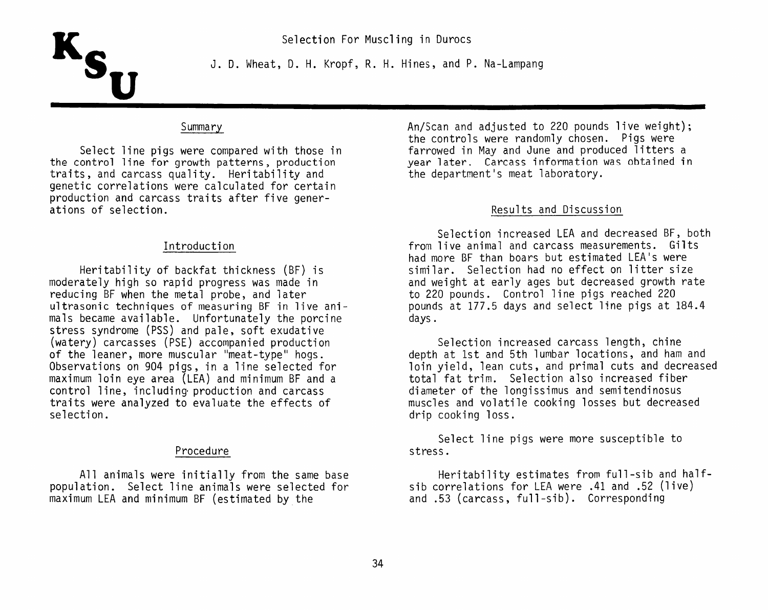# Selection For Muscling in Durocs

J. D. Wheat, D. H. Kropf, R. H. Hines, and P. Na-Lampang

## Summary

Select line pigs were compared with those in the control line for growth patterns, production traits, and carcass quality. Heritability and genetic correlations were calculated for certain production and carcass traits after five generations of selection.

## Introduction

Heritability of backfat thickness (BF) is moderately high so rapid progress was made in reducing BF when the metal probe, and later ultrasonic techniques of measuring BF in live animals became available. Unfortunately the porcine stress syndrome (PSS) and pale, soft exudative (watery) carcasses (PSE) accompanied production of the leaner, more muscular "meat-type" hogs. Observations on 904 pigs, in a line selected for maximum loin eye area (LEA) and minimum BF and a control line, including production and carcass traits were analyzed to evaluate the effects of selection.

## Procedure

All animals were initially from the same base population. Select line animals were selected for maximum LEA and minimum BF (estimated by the An/Scan and adjusted to 220 pounds live weight); the controls were randomly chosen. Pigs were farrowed in May and June and produced litters a year later. Carcass information was obtained in the department's meat laboratory.

## Results and Discussion

Selection increased LEA and decreased BF, both from live animal and carcass measurements. Gilts had more BF than boars but estimated LEA's were similar. Selection had no effect on litter size and weight at early ages but decreased growth rate to 220 pounds. Control line pigs reached 220 pounds at 177.5 days and select line pigs at 184.4 days.

Selection increased carcass length, chine depth at 1st and 5th lumbar locations, and ham and loin yield, lean cuts, and primal cuts and decreased total fat trim. Selection also increased fiber diameter of the longissimus and semitendinosus muscles and volatile cooking losses but decreased drip cooking loss.

Select line pigs were more susceptible to stress.

Heritability estimates from full-sib and half-sib correlations for LEA were .41 and .52 (live) and .53 (carcass, full-sib). Corresponding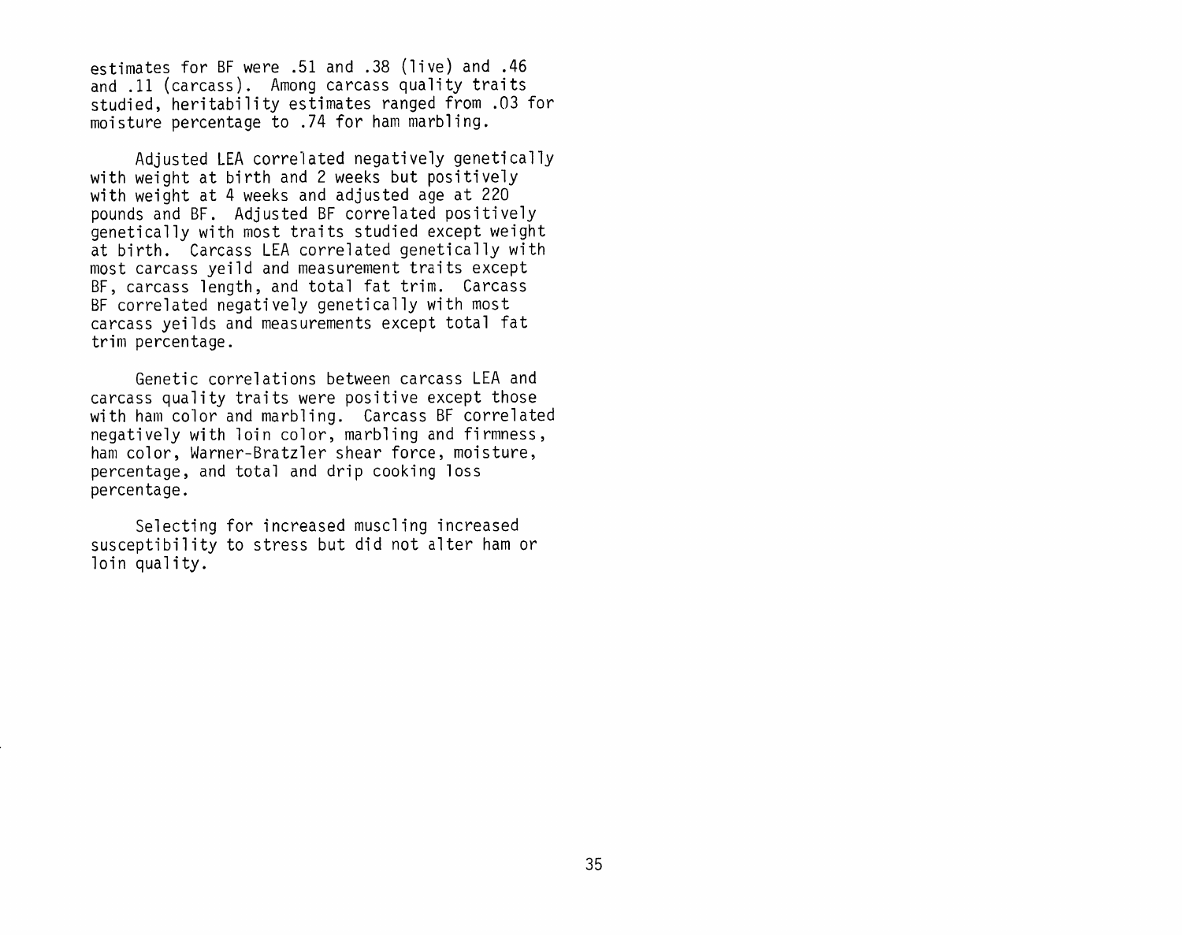estimates for BF were .51 and .38 (live) and .46 and .11 (carcass). Among carcass quality traits studied, heritability estimates ranged from .03 for moisture percentage to .74 for ham marbling.

Adjusted LEA correlated negatively genetically with weight at birth and 2 weeks but positively with weight at 4 weeks and adjusted age at 220 pounds and BF. Adjusted BF correlated positively genetically with most traits studied except weight at birth. Carcass LEA correlated genetically with most carcass yeild and measurement traits except BF, carcass length, and total fat trim. Carcass BF correlated negatively genetically with most carcass yeilds and measurements except total fat trim percentage.

Genetic correlations between carcass LEA and carcass quality traits were positive except those with ham color and marbling. Carcass BF correlated negatively with loin color, marbling and firmness, ham color, Warner-Bratzler shear force, moisture, percentage, and total and drip cooking loss percentage.

Selecting for increased muscling increased susceptibility to stress but did not alter ham or loin quality.